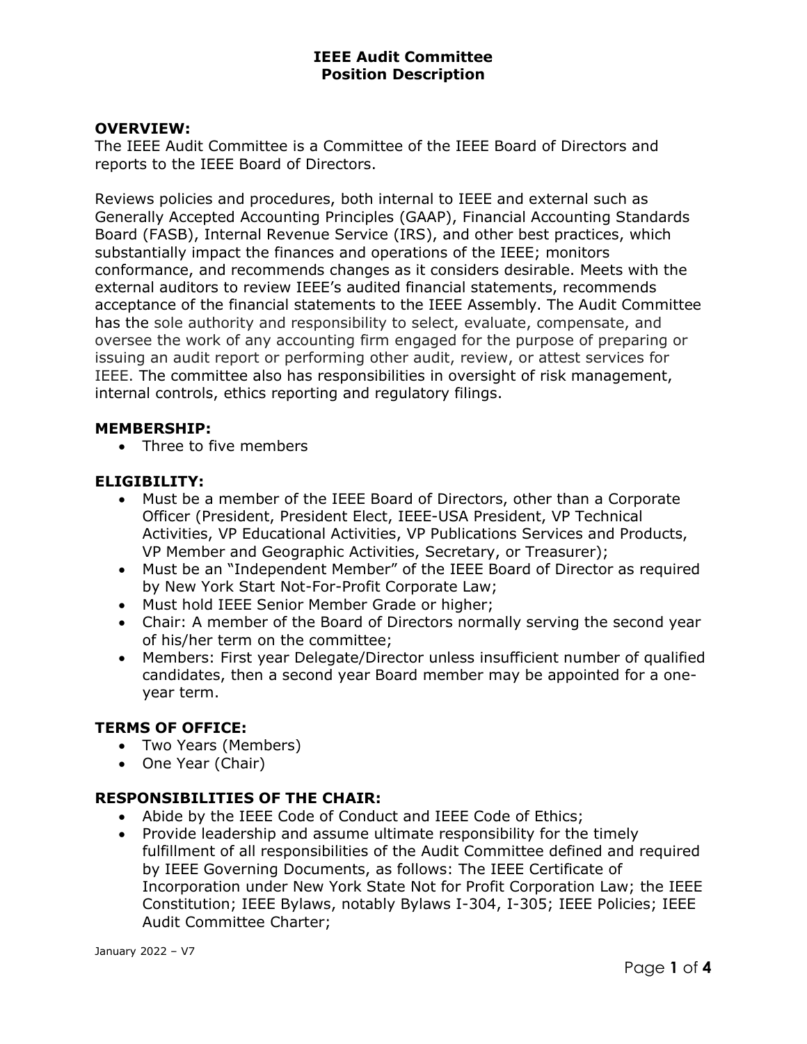# IEEE Audit Committee
# Position Description

## OVERVIEW:

The IEEE Audit Committee is a Committee of the IEEE Board of Directors and reports to the IEEE Board of Directors.

Reviews policies and procedures, both internal to IEEE and external such as Generally Accepted Accounting Principles (GAAP), Financial Accounting Standards Board (FASB), Internal Revenue Service (IRS), and other best practices, which substantially impact the finances and operations of the IEEE; monitors conformance, and recommends changes as it considers desirable. Meets with the external auditors to review IEEE's audited financial statements, recommends acceptance of the financial statements to the IEEE Assembly. The Audit Committee has the sole authority and responsibility to select, evaluate, compensate, and oversee the work of any accounting firm engaged for the purpose of preparing or issuing an audit report or performing other audit, review, or attest services for IEEE. The committee also has responsibilities in oversight of risk management, internal controls, ethics reporting and regulatory filings.

## MEMBERSHIP:

- Three to five members

## ELIGIBILITY:

- Must be a member of the IEEE Board of Directors, other than a Corporate Officer (President, President Elect, IEEE-USA President, VP Technical Activities, VP Educational Activities, VP Publications Services and Products, VP Member and Geographic Activities, Secretary, or Treasurer);
- Must be an "Independent Member" of the IEEE Board of Director as required by New York Start Not-For-Profit Corporate Law;
- Must hold IEEE Senior Member Grade or higher;
- Chair: A member of the Board of Directors normally serving the second year of his/her term on the committee;
- Members: First year Delegate/Director unless insufficient number of qualified candidates, then a second year Board member may be appointed for a one-year term.

## TERMS OF OFFICE:

- Two Years (Members)
- One Year (Chair)

## RESPONSIBILITIES OF THE CHAIR:

- Abide by the IEEE Code of Conduct and IEEE Code of Ethics;
- Provide leadership and assume ultimate responsibility for the timely fulfillment of all responsibilities of the Audit Committee defined and required by IEEE Governing Documents, as follows: The IEEE Certificate of Incorporation under New York State Not for Profit Corporation Law; the IEEE Constitution; IEEE Bylaws, notably Bylaws I-304, I-305; IEEE Policies; IEEE Audit Committee Charter;

January 2022 – V7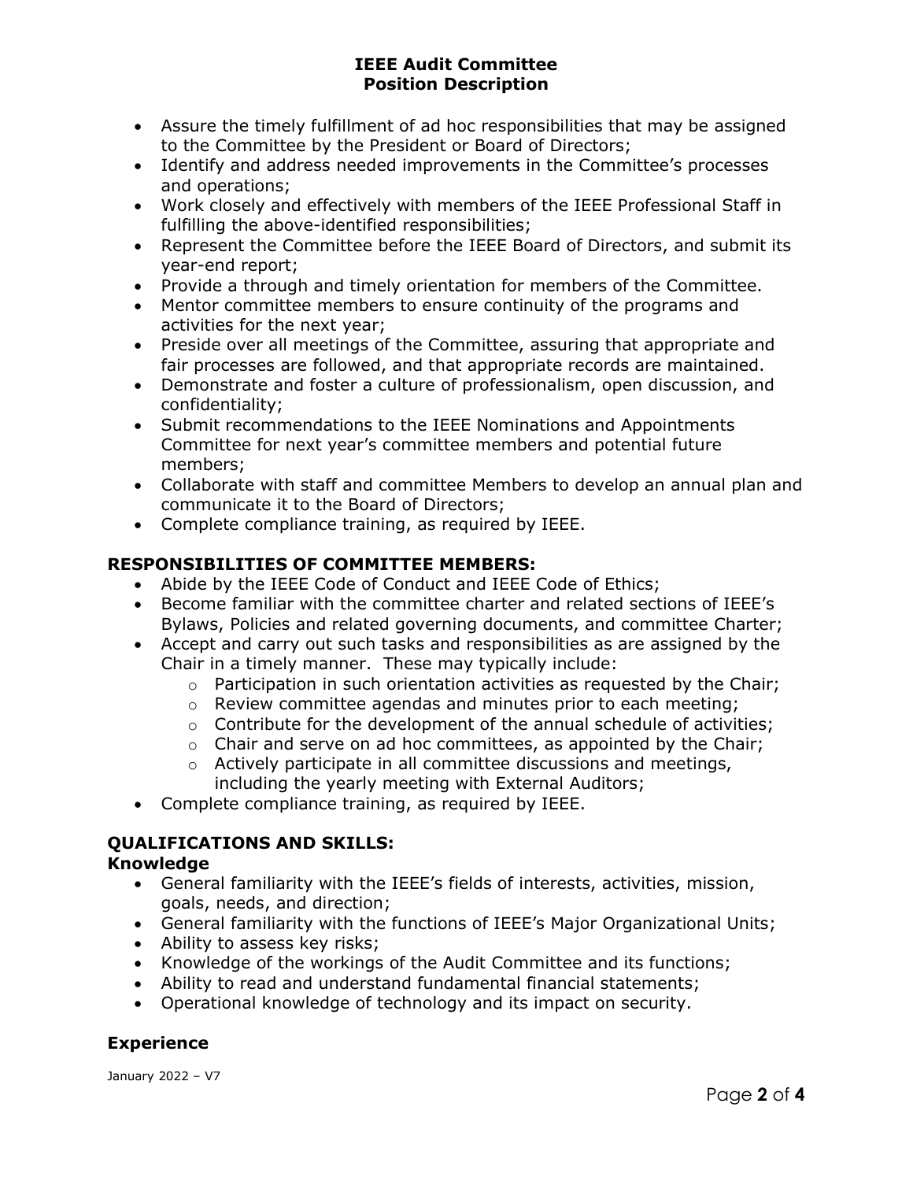- Assure the timely fulfillment of ad hoc responsibilities that may be assigned to the Committee by the President or Board of Directors;
- Identify and address needed improvements in the Committee's processes and operations;
- Work closely and effectively with members of the IEEE Professional Staff in fulfilling the above-identified responsibilities;
- Represent the Committee before the IEEE Board of Directors, and submit its year-end report;
- Provide a through and timely orientation for members of the Committee.
- Mentor committee members to ensure continuity of the programs and activities for the next year;
- Preside over all meetings of the Committee, assuring that appropriate and fair processes are followed, and that appropriate records are maintained.
- Demonstrate and foster a culture of professionalism, open discussion, and confidentiality;
- Submit recommendations to the IEEE Nominations and Appointments Committee for next year's committee members and potential future members;
- Collaborate with staff and committee Members to develop an annual plan and communicate it to the Board of Directors;
- Complete compliance training, as required by IEEE.

## RESPONSIBILITIES OF COMMITTEE MEMBERS:

- Abide by the IEEE Code of Conduct and IEEE Code of Ethics;
- Become familiar with the committee charter and related sections of IEEE's Bylaws, Policies and related governing documents, and committee Charter;
- Accept and carry out such tasks and responsibilities as are assigned by the Chair in a timely manner. These may typically include:
  - Participation in such orientation activities as requested by the Chair;
  - Review committee agendas and minutes prior to each meeting;
  - Contribute for the development of the annual schedule of activities;
  - Chair and serve on ad hoc committees, as appointed by the Chair;
  - Actively participate in all committee discussions and meetings, including the yearly meeting with External Auditors;
- Complete compliance training, as required by IEEE.

## QUALIFICATIONS AND SKILLS:

### Knowledge

- General familiarity with the IEEE's fields of interests, activities, mission, goals, needs, and direction;
- General familiarity with the functions of IEEE's Major Organizational Units;
- Ability to assess key risks;
- Knowledge of the workings of the Audit Committee and its functions;
- Ability to read and understand fundamental financial statements;
- Operational knowledge of technology and its impact on security.

### Experience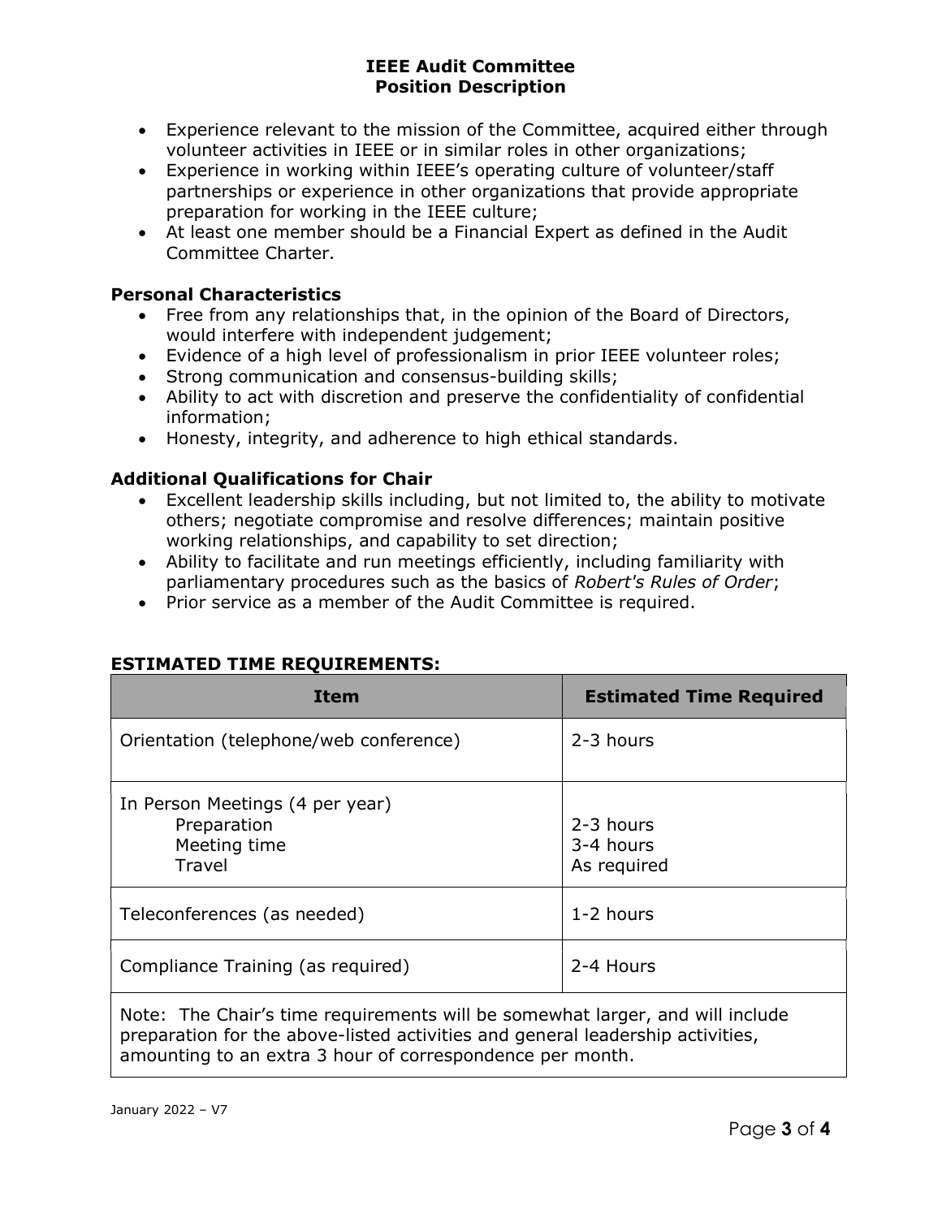- Experience relevant to the mission of the Committee, acquired either through volunteer activities in IEEE or in similar roles in other organizations;
- Experience in working within IEEE's operating culture of volunteer/staff partnerships or experience in other organizations that provide appropriate preparation for working in the IEEE culture;
- At least one member should be a Financial Expert as defined in the Audit Committee Charter.

### Personal Characteristics

- Free from any relationships that, in the opinion of the Board of Directors, would interfere with independent judgement;
- Evidence of a high level of professionalism in prior IEEE volunteer roles;
- Strong communication and consensus-building skills;
- Ability to act with discretion and preserve the confidentiality of confidential information;
- Honesty, integrity, and adherence to high ethical standards.

### Additional Qualifications for Chair

- Excellent leadership skills including, but not limited to, the ability to motivate others; negotiate compromise and resolve differences; maintain positive working relationships, and capability to set direction;
- Ability to facilitate and run meetings efficiently, including familiarity with parliamentary procedures such as the basics of *Robert's Rules of Order*;
- Prior service as a member of the Audit Committee is required.

## ESTIMATED TIME REQUIREMENTS:

| Item | Estimated Time Required |
|---|---|
| Orientation (telephone/web conference) | 2-3 hours |
| In Person Meetings (4 per year)<br>Preparation<br>Meeting time<br>Travel | <br>2-3 hours<br>3-4 hours<br>As required |
| Teleconferences (as needed) | 1-2 hours |
| Compliance Training (as required) | 2-4 Hours |
| Note: The Chair's time requirements will be somewhat larger, and will include preparation for the above-listed activities and general leadership activities, amounting to an extra 3 hour of correspondence per month. | |

January 2022 – V7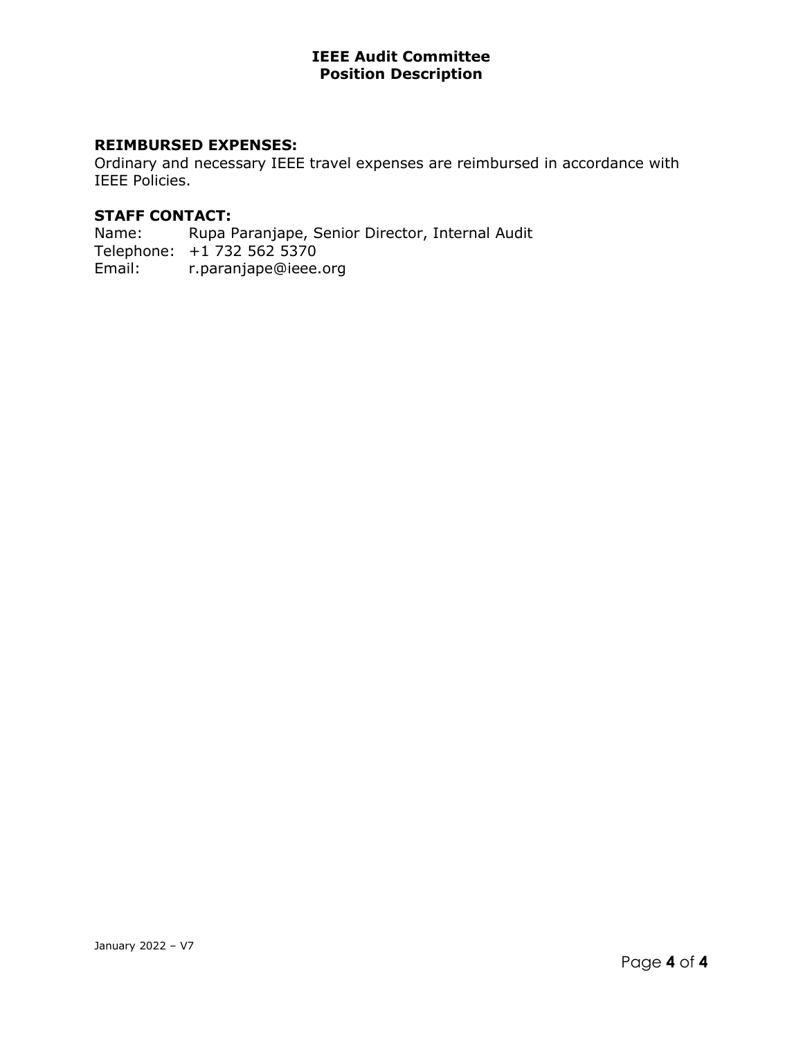**REIMBURSED EXPENSES:**
Ordinary and necessary IEEE travel expenses are reimbursed in accordance with IEEE Policies.

**STAFF CONTACT:**
Name: Rupa Paranjape, Senior Director, Internal Audit
Telephone: +1 732 562 5370
Email: r.paranjape@ieee.org

January 2022 – V7